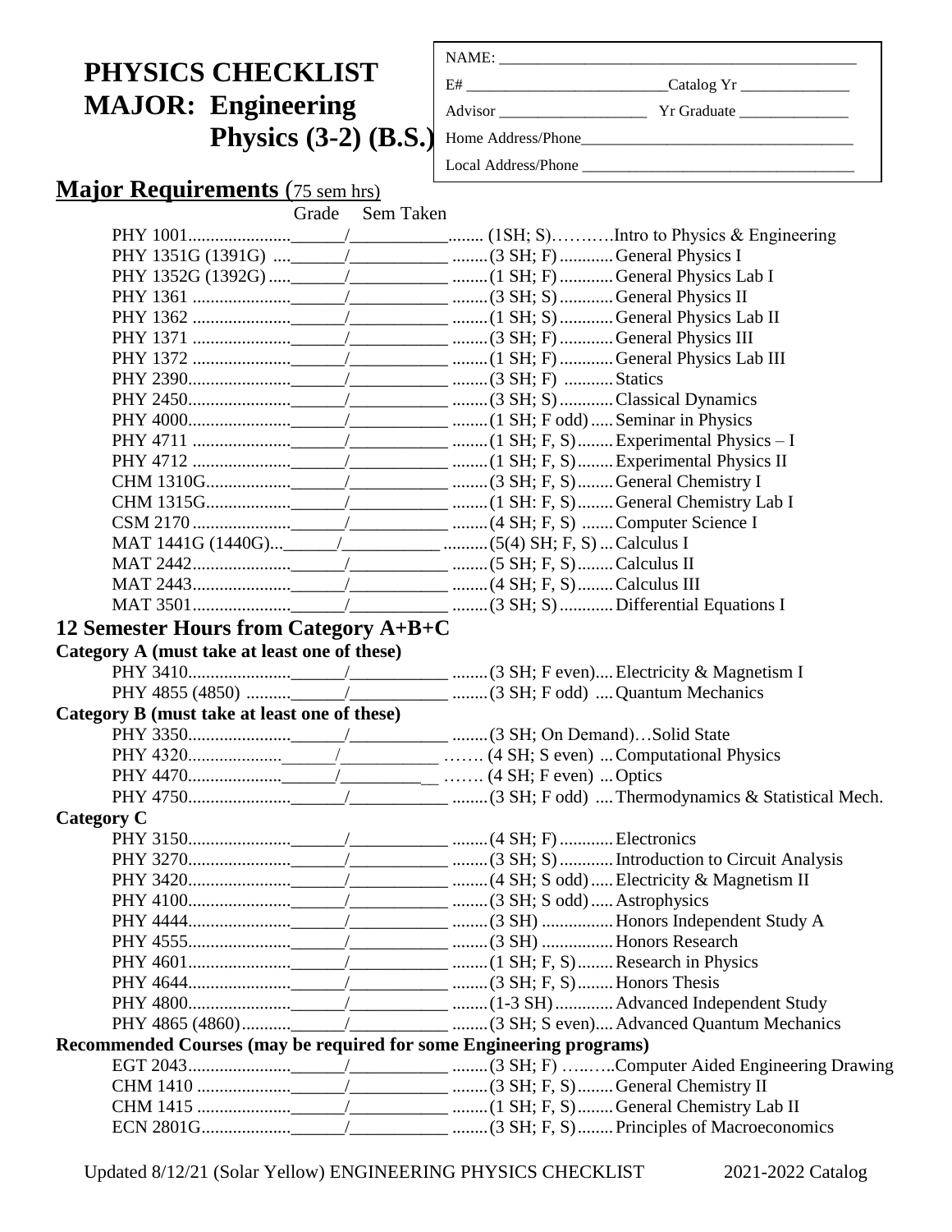# PHYSICS CHECKLIST
# MAJOR: Engineering Physics (3-2) (B.S.)

NAME: ______________________________

E# ____________________ Catalog Yr ______________

Advisor ________________ Yr Graduate ______________

Home Address/Phone______________________________

Local Address/Phone ______________________________

## Major Requirements (75 sem hrs)

| Course | Grade | Sem Taken | Credits | Title |
|---|---|---|---|---|
| PHY 1001 | ______ | ___________ | (1SH; S) | Intro to Physics & Engineering |
| PHY 1351G (1391G) | ______ | ___________ | (3 SH; F) | General Physics I |
| PHY 1352G (1392G) | ______ | ___________ | (1 SH; F) | General Physics Lab I |
| PHY 1361 | ______ | ___________ | (3 SH; S) | General Physics II |
| PHY 1362 | ______ | ___________ | (1 SH; S) | General Physics Lab II |
| PHY 1371 | ______ | ___________ | (3 SH; F) | General Physics III |
| PHY 1372 | ______ | ___________ | (1 SH; F) | General Physics Lab III |
| PHY 2390 | ______ | ___________ | (3 SH; F) | Statics |
| PHY 2450 | ______ | ___________ | (3 SH; S) | Classical Dynamics |
| PHY 4000 | ______ | ___________ | (1 SH; F odd) | Seminar in Physics |
| PHY 4711 | ______ | ___________ | (1 SH; F, S) | Experimental Physics – I |
| PHY 4712 | ______ | ___________ | (1 SH; F, S) | Experimental Physics II |
| CHM 1310G | ______ | ___________ | (3 SH; F, S) | General Chemistry I |
| CHM 1315G | ______ | ___________ | (1 SH: F, S) | General Chemistry Lab I |
| CSM 2170 | ______ | ___________ | (4 SH; F, S) | Computer Science I |
| MAT 1441G (1440G) | ______ | ___________ | (5(4) SH; F, S) | Calculus I |
| MAT 2442 | ______ | ___________ | (5 SH; F, S) | Calculus II |
| MAT 2443 | ______ | ___________ | (4 SH; F, S) | Calculus III |
| MAT 3501 | ______ | ___________ | (3 SH; S) | Differential Equations I |

## 12 Semester Hours from Category A+B+C

### Category A (must take at least one of these)

| Course | Grade | Sem Taken | Credits | Title |
|---|---|---|---|---|
| PHY 3410 | ______ | ___________ | (3 SH; F even) | Electricity & Magnetism I |
| PHY 4855 (4850) | ______ | ___________ | (3 SH; F odd) | Quantum Mechanics |

### Category B (must take at least one of these)

| Course | Grade | Sem Taken | Credits | Title |
|---|---|---|---|---|
| PHY 3350 | ______ | ___________ | (3 SH; On Demand) | Solid State |
| PHY 4320 | ______ | ___________ | (4 SH; S even) | Computational Physics |
| PHY 4470 | ______ | ___________ | (4 SH; F even) | Optics |
| PHY 4750 | ______ | ___________ | (3 SH; F odd) | Thermodynamics & Statistical Mech. |

### Category C

| Course | Grade | Sem Taken | Credits | Title |
|---|---|---|---|---|
| PHY 3150 | ______ | ___________ | (4 SH; F) | Electronics |
| PHY 3270 | ______ | ___________ | (3 SH; S) | Introduction to Circuit Analysis |
| PHY 3420 | ______ | ___________ | (4 SH; S odd) | Electricity & Magnetism II |
| PHY 4100 | ______ | ___________ | (3 SH; S odd) | Astrophysics |
| PHY 4444 | ______ | ___________ | (3 SH) | Honors Independent Study A |
| PHY 4555 | ______ | ___________ | (3 SH) | Honors Research |
| PHY 4601 | ______ | ___________ | (1 SH; F, S) | Research in Physics |
| PHY 4644 | ______ | ___________ | (3 SH; F, S) | Honors Thesis |
| PHY 4800 | ______ | ___________ | (1-3 SH) | Advanced Independent Study |
| PHY 4865 (4860) | ______ | ___________ | (3 SH; S even) | Advanced Quantum Mechanics |

### Recommended Courses (may be required for some Engineering programs)

| Course | Grade | Sem Taken | Credits | Title |
|---|---|---|---|---|
| EGT 2043 | ______ | ___________ | (3 SH; F) | Computer Aided Engineering Drawing |
| CHM 1410 | ______ | ___________ | (3 SH; F, S) | General Chemistry II |
| CHM 1415 | ______ | ___________ | (1 SH; F, S) | General Chemistry Lab II |
| ECN 2801G | ______ | ___________ | (3 SH; F, S) | Principles of Macroeconomics |

Updated 8/12/21 (Solar Yellow) ENGINEERING PHYSICS CHECKLIST 2021-2022 Catalog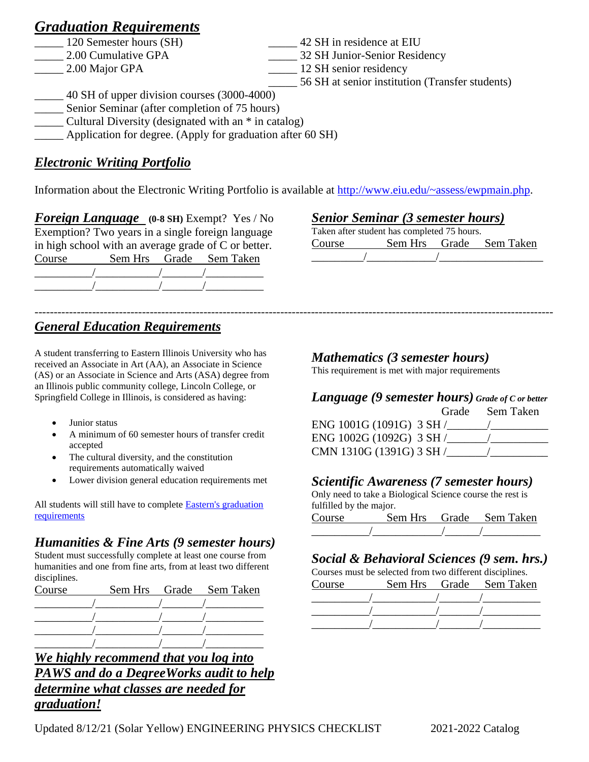## *Graduation Requirements*

_____ 120 Semester hours (SH)
_____ 2.00 Cumulative GPA
_____ 2.00 Major GPA
_____ 42 SH in residence at EIU
_____ 32 SH Junior-Senior Residency
_____ 12 SH senior residency
_____ 56 SH at senior institution (Transfer students)
_____ 40 SH of upper division courses (3000-4000)
_____ Senior Seminar (after completion of 75 hours)
_____ Cultural Diversity (designated with an * in catalog)
_____ Application for degree. (Apply for graduation after 60 SH)

## *Electronic Writing Portfolio*

Information about the Electronic Writing Portfolio is available at http://www.eiu.edu/~assess/ewpmain.php.

### *Foreign Language* (0-8 SH) Exempt? Yes / No

Exemption? Two years in a single foreign language in high school with an average grade of C or better.

| Course | Sem Hrs | Grade | Sem Taken |
|---|---|---|---|
| | | | |
| | | | |

### *Senior Seminar (3 semester hours)*

Taken after student has completed 75 hours.

| Course | Sem Hrs | Grade | Sem Taken |
|---|---|---|---|
| | | | |

---

## *General Education Requirements*

A student transferring to Eastern Illinois University who has received an Associate in Art (AA), an Associate in Science (AS) or an Associate in Science and Arts (ASA) degree from an Illinois public community college, Lincoln College, or Springfield College in Illinois, is considered as having:

- Junior status
- A minimum of 60 semester hours of transfer credit accepted
- The cultural diversity, and the constitution requirements automatically waived
- Lower division general education requirements met

All students will still have to complete Eastern's graduation requirements

### *Humanities & Fine Arts (9 semester hours)*

Student must successfully complete at least one course from humanities and one from fine arts, from at least two different disciplines.

| Course | Sem Hrs | Grade | Sem Taken |
|---|---|---|---|
| | | | |
| | | | |
| | | | |
| | | | |

***We highly recommend that you log into PAWS and do a DegreeWorks audit to help determine what classes are needed for graduation!***

### *Mathematics (3 semester hours)*

This requirement is met with major requirements

### *Language (9 semester hours)* *Grade of C or better*

| Course | Sem Hrs | Grade | Sem Taken |
|---|---|---|---|
| ENG 1001G (1091G) | 3 SH | | |
| ENG 1002G (1092G) | 3 SH | | |
| CMN 1310G (1391G) | 3 SH | | |

### *Scientific Awareness (7 semester hours)*

Only need to take a Biological Science course the rest is fulfilled by the major.

| Course | Sem Hrs | Grade | Sem Taken |
|---|---|---|---|
| | | | |

### *Social & Behavioral Sciences (9 sem. hrs.)*

Courses must be selected from two different disciplines.

| Course | Sem Hrs | Grade | Sem Taken |
|---|---|---|---|
| | | | |
| | | | |
| | | | |

Updated 8/12/21 (Solar Yellow) ENGINEERING PHYSICS CHECKLIST 2021-2022 Catalog